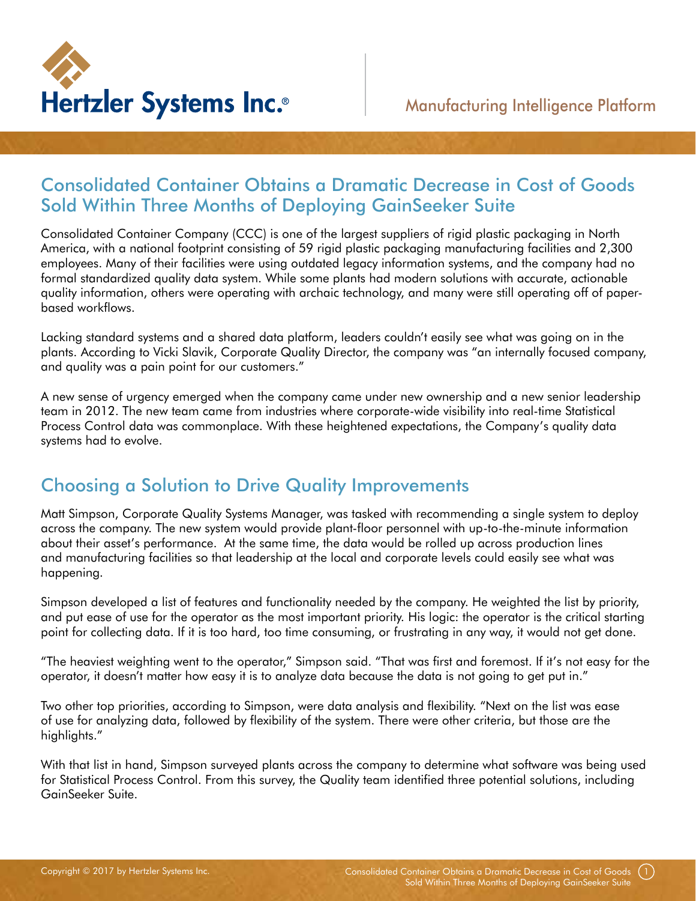Hertzler Systems Inc.®

Manufacturing Intelligence Platform

## Consolidated Container Obtains a Dramatic Decrease in Cost of Goods Sold Within Three Months of Deploying GainSeeker Suite

Consolidated Container Company (CCC) is one of the largest suppliers of rigid plastic packaging in North America, with a national footprint consisting of 59 rigid plastic packaging manufacturing facilities and 2,300 employees. Many of their facilities were using outdated legacy information systems, and the company had no formal standardized quality data system. While some plants had modern solutions with accurate, actionable quality information, others were operating with archaic technology, and many were still operating off of paper-based workflows.

Lacking standard systems and a shared data platform, leaders couldn't easily see what was going on in the plants. According to Vicki Slavik, Corporate Quality Director, the company was "an internally focused company, and quality was a pain point for our customers."

A new sense of urgency emerged when the company came under new ownership and a new senior leadership team in 2012. The new team came from industries where corporate-wide visibility into real-time Statistical Process Control data was commonplace. With these heightened expectations, the Company's quality data systems had to evolve.

## Choosing a Solution to Drive Quality Improvements

Matt Simpson, Corporate Quality Systems Manager, was tasked with recommending a single system to deploy across the company. The new system would provide plant-floor personnel with up-to-the-minute information about their asset's performance. At the same time, the data would be rolled up across production lines and manufacturing facilities so that leadership at the local and corporate levels could easily see what was happening.

Simpson developed a list of features and functionality needed by the company. He weighted the list by priority, and put ease of use for the operator as the most important priority. His logic: the operator is the critical starting point for collecting data. If it is too hard, too time consuming, or frustrating in any way, it would not get done.

"The heaviest weighting went to the operator," Simpson said. "That was first and foremost. If it's not easy for the operator, it doesn't matter how easy it is to analyze data because the data is not going to get put in."

Two other top priorities, according to Simpson, were data analysis and flexibility. "Next on the list was ease of use for analyzing data, followed by flexibility of the system. There were other criteria, but those are the highlights."

With that list in hand, Simpson surveyed plants across the company to determine what software was being used for Statistical Process Control. From this survey, the Quality team identified three potential solutions, including GainSeeker Suite.

Copyright © 2017 by Hertzler Systems Inc.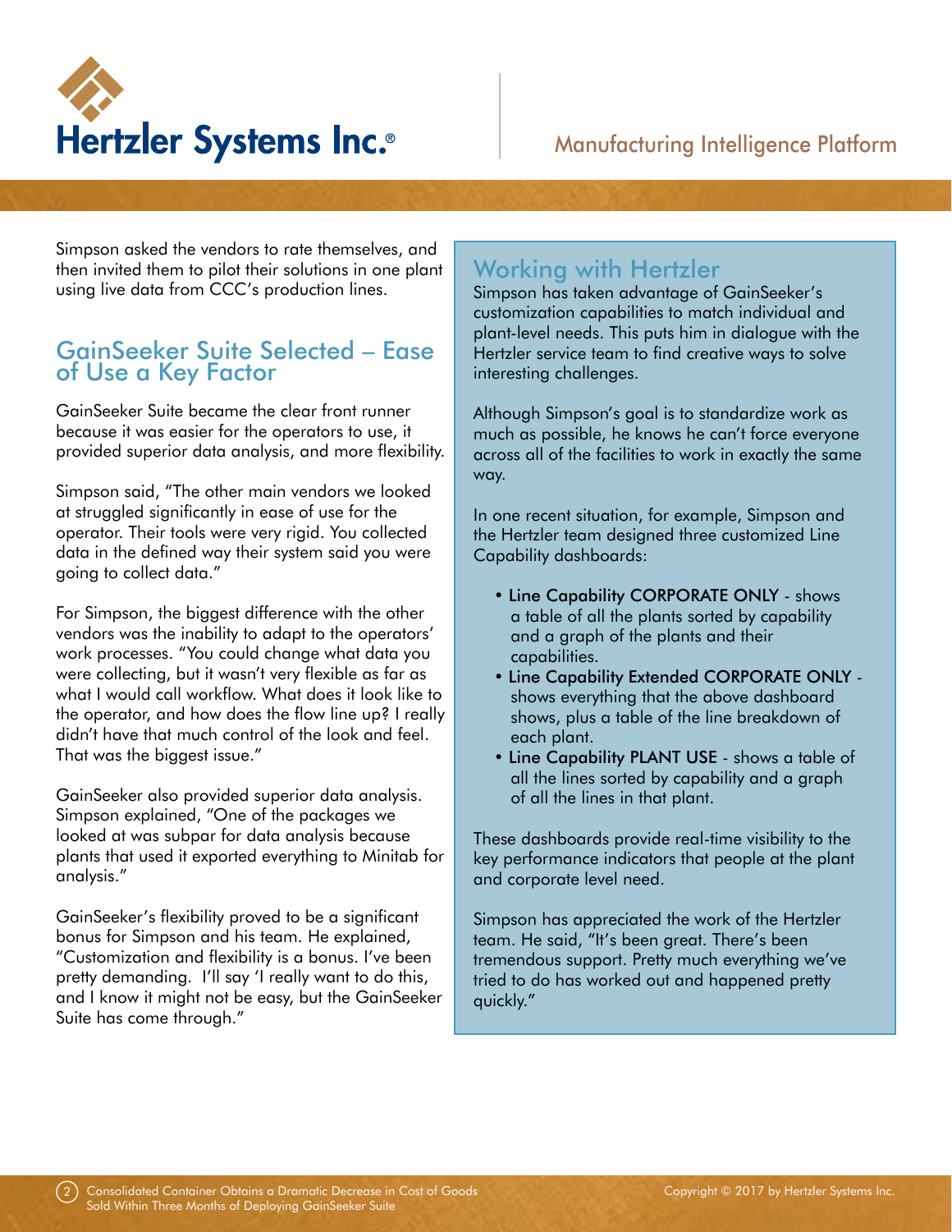Simpson asked the vendors to rate themselves, and then invited them to pilot their solutions in one plant using live data from CCC's production lines.

## GainSeeker Suite Selected – Ease of Use a Key Factor

GainSeeker Suite became the clear front runner because it was easier for the operators to use, it provided superior data analysis, and more flexibility.

Simpson said, "The other main vendors we looked at struggled significantly in ease of use for the operator. Their tools were very rigid. You collected data in the defined way their system said you were going to collect data."

For Simpson, the biggest difference with the other vendors was the inability to adapt to the operators' work processes. "You could change what data you were collecting, but it wasn't very flexible as far as what I would call workflow. What does it look like to the operator, and how does the flow line up? I really didn't have that much control of the look and feel. That was the biggest issue."

GainSeeker also provided superior data analysis. Simpson explained, "One of the packages we looked at was subpar for data analysis because plants that used it exported everything to Minitab for analysis."

GainSeeker's flexibility proved to be a significant bonus for Simpson and his team. He explained, "Customization and flexibility is a bonus. I've been pretty demanding. I'll say 'I really want to do this, and I know it might not be easy, but the GainSeeker Suite has come through."

## Working with Hertzler

Simpson has taken advantage of GainSeeker's customization capabilities to match individual and plant-level needs. This puts him in dialogue with the Hertzler service team to find creative ways to solve interesting challenges.

Although Simpson's goal is to standardize work as much as possible, he knows he can't force everyone across all of the facilities to work in exactly the same way.

In one recent situation, for example, Simpson and the Hertzler team designed three customized Line Capability dashboards:

- **Line Capability CORPORATE ONLY** - shows a table of all the plants sorted by capability and a graph of the plants and their capabilities.
- **Line Capability Extended CORPORATE ONLY** - shows everything that the above dashboard shows, plus a table of the line breakdown of each plant.
- **Line Capability PLANT USE** - shows a table of all the lines sorted by capability and a graph of all the lines in that plant.

These dashboards provide real-time visibility to the key performance indicators that people at the plant and corporate level need.

Simpson has appreciated the work of the Hertzler team. He said, "It's been great. There's been tremendous support. Pretty much everything we've tried to do has worked out and happened pretty quickly."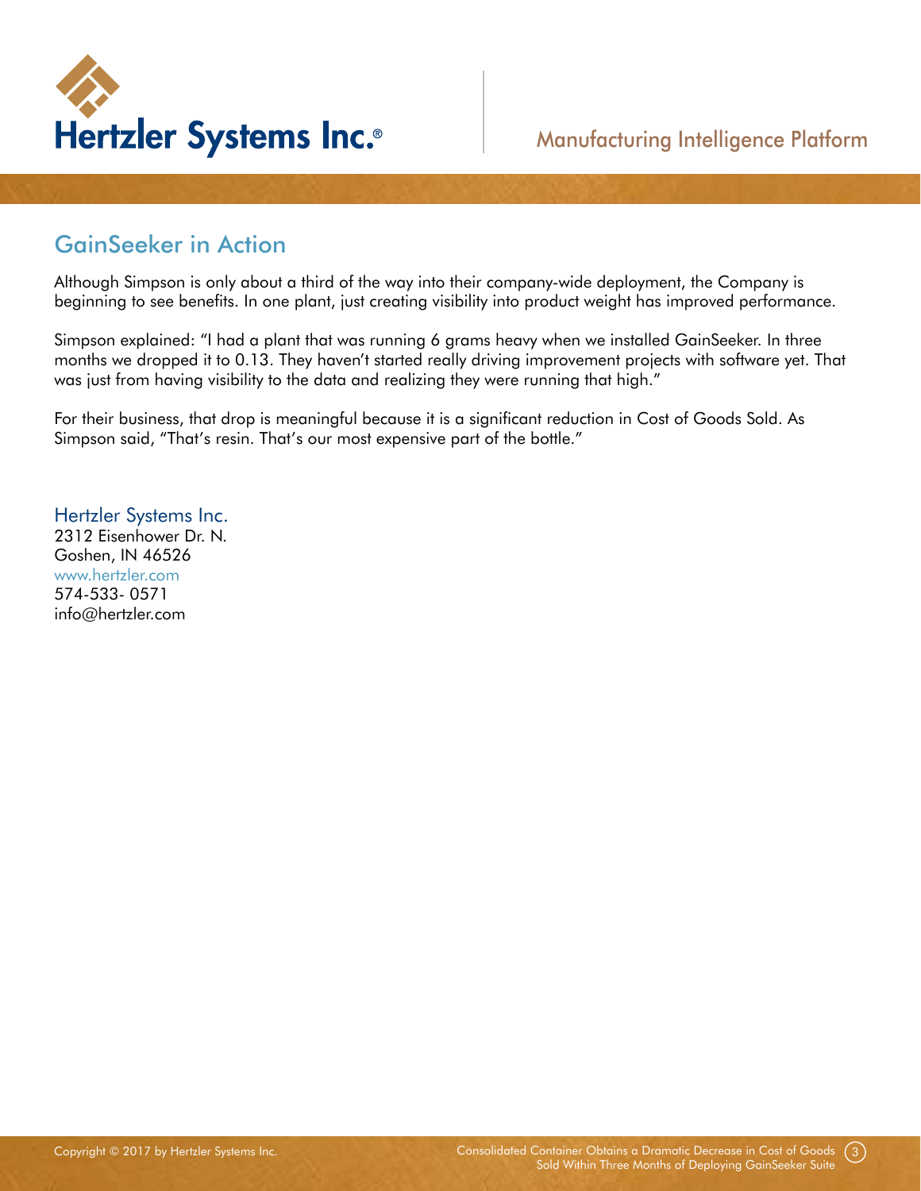## GainSeeker in Action

Although Simpson is only about a third of the way into their company-wide deployment, the Company is beginning to see benefits. In one plant, just creating visibility into product weight has improved performance.

Simpson explained: "I had a plant that was running 6 grams heavy when we installed GainSeeker. In three months we dropped it to 0.13. They haven't started really driving improvement projects with software yet. That was just from having visibility to the data and realizing they were running that high."

For their business, that drop is meaningful because it is a significant reduction in Cost of Goods Sold. As Simpson said, "That's resin. That's our most expensive part of the bottle."

Hertzler Systems Inc.
2312 Eisenhower Dr. N.
Goshen, IN 46526
www.hertzler.com
574-533- 0571
info@hertzler.com